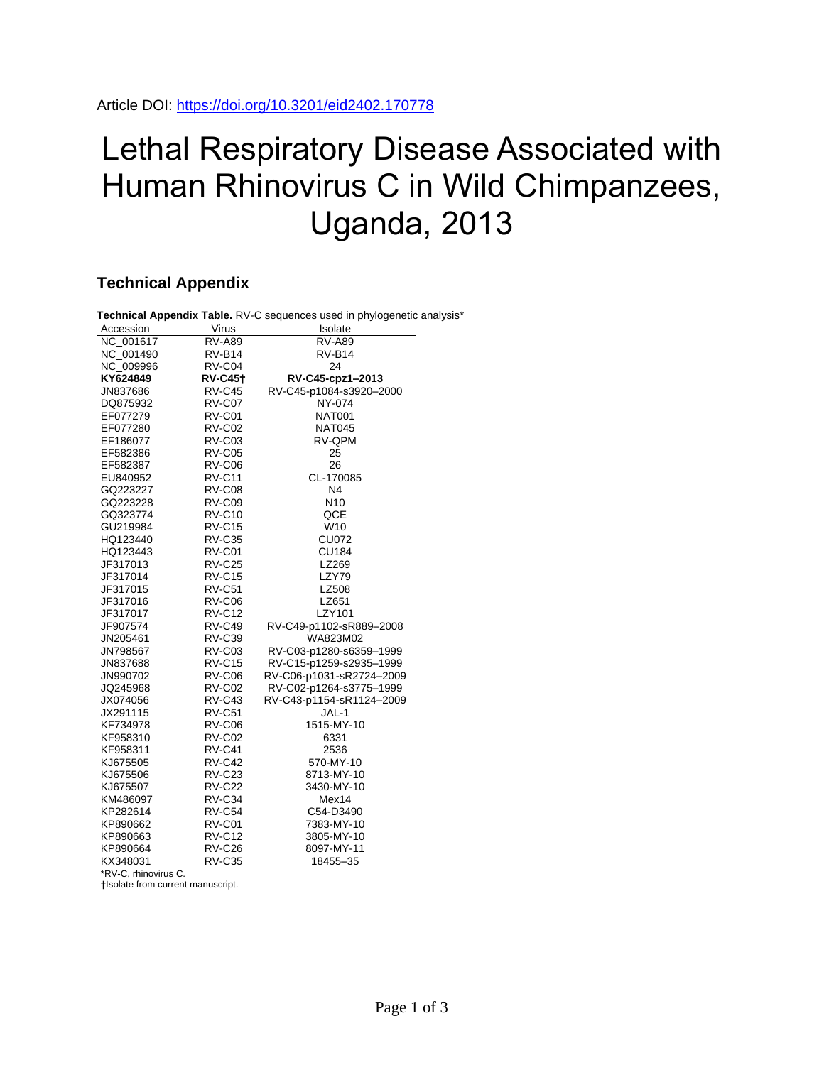Article DOI: https://doi.org/10.3201/eid2402.170778

# Lethal Respiratory Disease Associated with Human Rhinovirus C in Wild Chimpanzees, Uganda, 2013

## Technical Appendix

**Technical Appendix Table.** RV-C sequences used in phylogenetic analysis*

| Accession | Virus | Isolate |
|---|---|---|
| NC_001617 | RV-A89 | RV-A89 |
| NC_001490 | RV-B14 | RV-B14 |
| NC_009996 | RV-C04 | 24 |
| **KY624849** | **RV-C45†** | **RV-C45-cpz1–2013** |
| JN837686 | RV-C45 | RV-C45-p1084-s3920–2000 |
| DQ875932 | RV-C07 | NY-074 |
| EF077279 | RV-C01 | NAT001 |
| EF077280 | RV-C02 | NAT045 |
| EF186077 | RV-C03 | RV-QPM |
| EF582386 | RV-C05 | 25 |
| EF582387 | RV-C06 | 26 |
| EU840952 | RV-C11 | CL-170085 |
| GQ223227 | RV-C08 | N4 |
| GQ223228 | RV-C09 | N10 |
| GQ323774 | RV-C10 | QCE |
| GU219984 | RV-C15 | W10 |
| HQ123440 | RV-C35 | CU072 |
| HQ123443 | RV-C01 | CU184 |
| JF317013 | RV-C25 | LZ269 |
| JF317014 | RV-C15 | LZY79 |
| JF317015 | RV-C51 | LZ508 |
| JF317016 | RV-C06 | LZ651 |
| JF317017 | RV-C12 | LZY101 |
| JF907574 | RV-C49 | RV-C49-p1102-sR889–2008 |
| JN205461 | RV-C39 | WA823M02 |
| JN798567 | RV-C03 | RV-C03-p1280-s6359–1999 |
| JN837688 | RV-C15 | RV-C15-p1259-s2935–1999 |
| JN990702 | RV-C06 | RV-C06-p1031-sR2724–2009 |
| JQ245968 | RV-C02 | RV-C02-p1264-s3775–1999 |
| JX074056 | RV-C43 | RV-C43-p1154-sR1124–2009 |
| JX291115 | RV-C51 | JAL-1 |
| KF734978 | RV-C06 | 1515-MY-10 |
| KF958310 | RV-C02 | 6331 |
| KF958311 | RV-C41 | 2536 |
| KJ675505 | RV-C42 | 570-MY-10 |
| KJ675506 | RV-C23 | 8713-MY-10 |
| KJ675507 | RV-C22 | 3430-MY-10 |
| KM486097 | RV-C34 | Mex14 |
| KP282614 | RV-C54 | C54-D3490 |
| KP890662 | RV-C01 | 7383-MY-10 |
| KP890663 | RV-C12 | 3805-MY-10 |
| KP890664 | RV-C26 | 8097-MY-11 |
| KX348031 | RV-C35 | 18455–35 |

*RV-C, rhinovirus C.

†Isolate from current manuscript.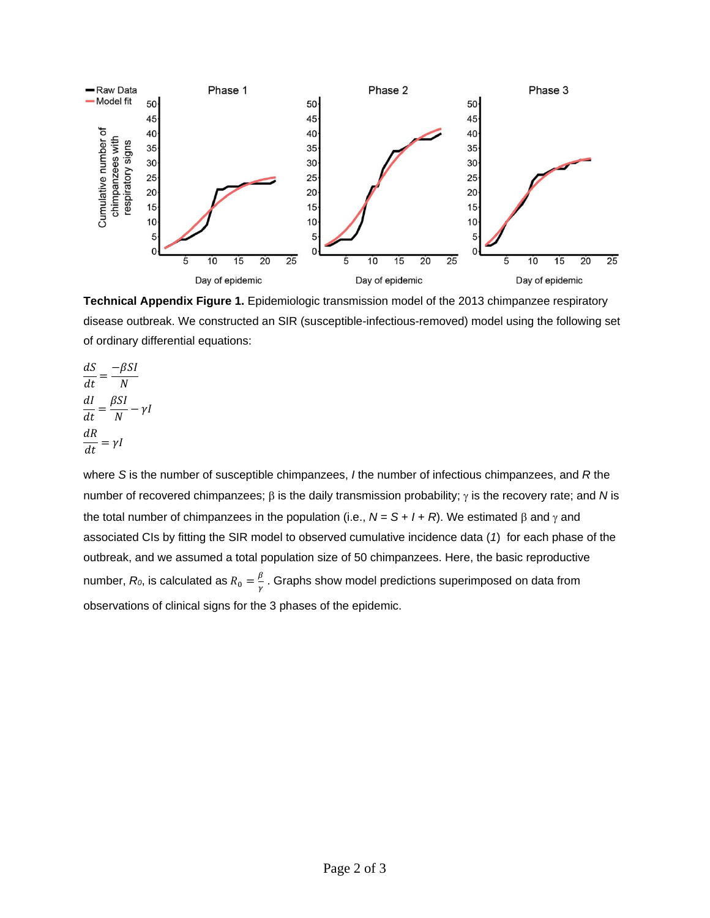**Technical Appendix Figure 1.** Epidemiologic transmission model of the 2013 chimpanzee respiratory disease outbreak. We constructed an SIR (susceptible-infectious-removed) model using the following set of ordinary differential equations:

$$\frac{dS}{dt} = \frac{-\beta SI}{N}$$

$$\frac{dI}{dt} = \frac{\beta SI}{N} - \gamma I$$

$$\frac{dR}{dt} = \gamma I$$

where $S$ is the number of susceptible chimpanzees, $I$ the number of infectious chimpanzees, and $R$ the number of recovered chimpanzees; $\beta$ is the daily transmission probability; $\gamma$ is the recovery rate; and $N$ is the total number of chimpanzees in the population (i.e., $N = S + I + R$). We estimated $\beta$ and $\gamma$ and associated CIs by fitting the SIR model to observed cumulative incidence data (*1*) for each phase of the outbreak, and we assumed a total population size of 50 chimpanzees. Here, the basic reproductive number, $R_0$, is calculated as $R_0 = \frac{\beta}{\gamma}$. Graphs show model predictions superimposed on data from observations of clinical signs for the 3 phases of the epidemic.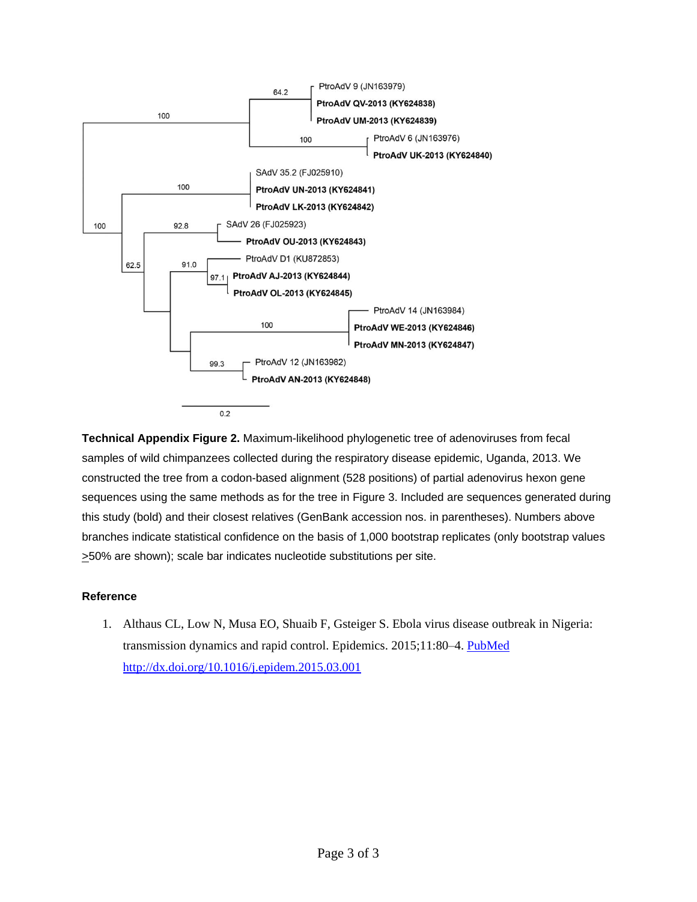PtroAdV 9 (JN163979)

**PtroAdV QV-2013 (KY624838)**

**PtroAdV UM-2013 (KY624839)**

PtroAdV 6 (JN163976)

**PtroAdV UK-2013 (KY624840)**

SAdV 35.2 (FJ025910)

**PtroAdV UN-2013 (KY624841)**

**PtroAdV LK-2013 (KY624842)**

SAdV 26 (FJ025923)

**PtroAdV OU-2013 (KY624843)**

PtroAdV D1 (KU872853)

**PtroAdV AJ-2013 (KY624844)**

**PtroAdV OL-2013 (KY624845)**

PtroAdV 14 (JN163984)

**PtroAdV WE-2013 (KY624846)**

**PtroAdV MN-2013 (KY624847)**

PtroAdV 12 (JN163982)

**PtroAdV AN-2013 (KY624848)**

64.2

100

100

100

100

92.8

62.5

91.0

97.1

100

99.3

0.2

**Technical Appendix Figure 2.** Maximum-likelihood phylogenetic tree of adenoviruses from fecal samples of wild chimpanzees collected during the respiratory disease epidemic, Uganda, 2013. We constructed the tree from a codon-based alignment (528 positions) of partial adenovirus hexon gene sequences using the same methods as for the tree in Figure 3. Included are sequences generated during this study (bold) and their closest relatives (GenBank accession nos. in parentheses). Numbers above branches indicate statistical confidence on the basis of 1,000 bootstrap replicates (only bootstrap values ≥50% are shown); scale bar indicates nucleotide substitutions per site.

### Reference

1. Althaus CL, Low N, Musa EO, Shuaib F, Gsteiger S. Ebola virus disease outbreak in Nigeria: transmission dynamics and rapid control. Epidemics. 2015;11:80–4. PubMed http://dx.doi.org/10.1016/j.epidem.2015.03.001